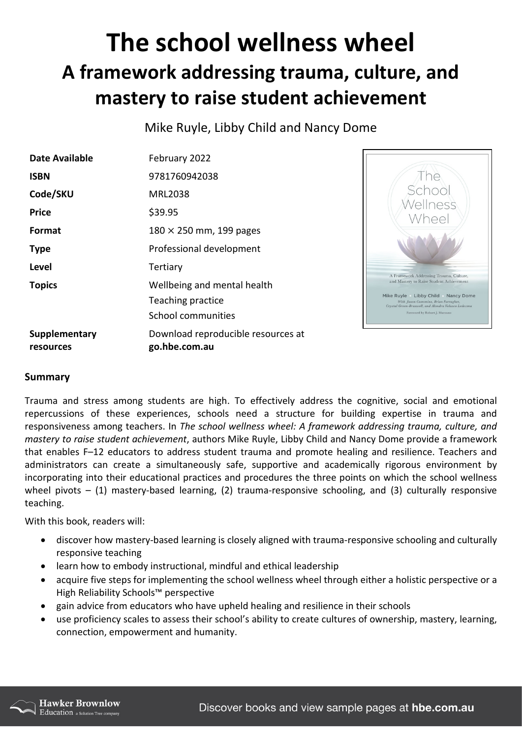# The school wellness wheel

## A framework addressing trauma, culture, and mastery to raise student achievement

Mike Ruyle, Libby Child and Nancy Dome

| | |
|---|---|
| **Date Available** | February 2022 |
| **ISBN** | 9781760942038 |
| **Code/SKU** | MRL2038 |
| **Price** | $39.95 |
| **Format** | 180 × 250 mm, 199 pages |
| **Type** | Professional development |
| **Level** | Tertiary |
| **Topics** | Wellbeing and mental health<br>Teaching practice<br>School communities |
| **Supplementary resources** | Download reproducible resources at **go.hbe.com.au** |

### Summary

Trauma and stress among students are high. To effectively address the cognitive, social and emotional repercussions of these experiences, schools need a structure for building expertise in trauma and responsiveness among teachers. In *The school wellness wheel: A framework addressing trauma, culture, and mastery to raise student achievement*, authors Mike Ruyle, Libby Child and Nancy Dome provide a framework that enables F–12 educators to address student trauma and promote healing and resilience. Teachers and administrators can create a simultaneously safe, supportive and academically rigorous environment by incorporating into their educational practices and procedures the three points on which the school wellness wheel pivots – (1) mastery-based learning, (2) trauma-responsive schooling, and (3) culturally responsive teaching.

With this book, readers will:

- discover how mastery-based learning is closely aligned with trauma-responsive schooling and culturally responsive teaching
- learn how to embody instructional, mindful and ethical leadership
- acquire five steps for implementing the school wellness wheel through either a holistic perspective or a High Reliability Schools™ perspective
- gain advice from educators who have upheld healing and resilience in their schools
- use proficiency scales to assess their school's ability to create cultures of ownership, mastery, learning, connection, empowerment and humanity.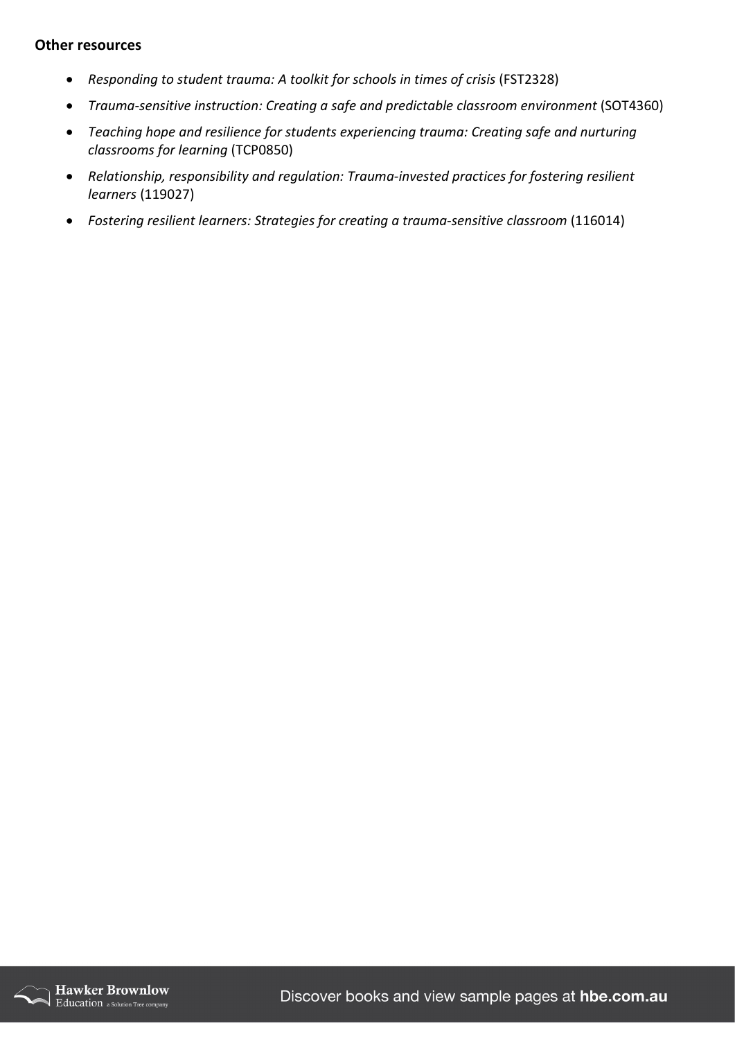**Other resources**

- *Responding to student trauma: A toolkit for schools in times of crisis* (FST2328)
- *Trauma-sensitive instruction: Creating a safe and predictable classroom environment* (SOT4360)
- *Teaching hope and resilience for students experiencing trauma: Creating safe and nurturing classrooms for learning* (TCP0850)
- *Relationship, responsibility and regulation: Trauma-invested practices for fostering resilient learners* (119027)
- *Fostering resilient learners: Strategies for creating a trauma-sensitive classroom* (116014)